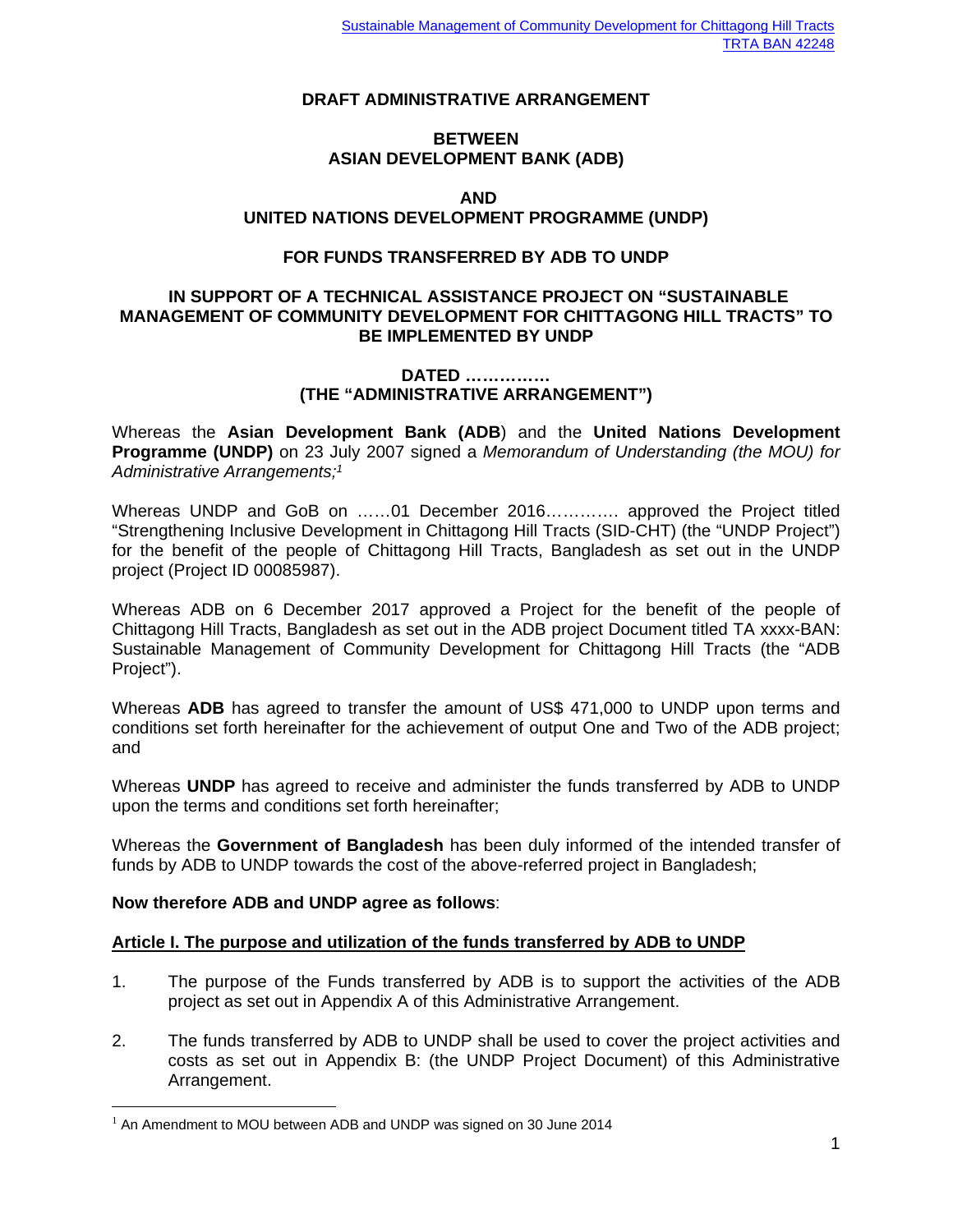**DRAFT ADMINISTRATIVE ARRANGEMENT**

**BETWEEN**
**ASIAN DEVELOPMENT BANK (ADB)**

**AND**
**UNITED NATIONS DEVELOPMENT PROGRAMME (UNDP)**

**FOR FUNDS TRANSFERRED BY ADB TO UNDP**

**IN SUPPORT OF A TECHNICAL ASSISTANCE PROJECT ON "SUSTAINABLE MANAGEMENT OF COMMUNITY DEVELOPMENT FOR CHITTAGONG HILL TRACTS" TO BE IMPLEMENTED BY UNDP**

**DATED …………….**
**(THE "ADMINISTRATIVE ARRANGEMENT")**

Whereas the **Asian Development Bank (ADB**) and the **United Nations Development Programme (UNDP)** on 23 July 2007 signed a *Memorandum of Understanding (the MOU) for Administrative Arrangements;*[1]

Whereas UNDP and GoB on ……01 December 2016…………. approved the Project titled "Strengthening Inclusive Development in Chittagong Hill Tracts (SID-CHT) (the "UNDP Project") for the benefit of the people of Chittagong Hill Tracts, Bangladesh as set out in the UNDP project (Project ID 00085987).

Whereas ADB on 6 December 2017 approved a Project for the benefit of the people of Chittagong Hill Tracts, Bangladesh as set out in the ADB project Document titled TA xxxx-BAN: Sustainable Management of Community Development for Chittagong Hill Tracts (the "ADB Project").

Whereas **ADB** has agreed to transfer the amount of US$ 471,000 to UNDP upon terms and conditions set forth hereinafter for the achievement of output One and Two of the ADB project; and

Whereas **UNDP** has agreed to receive and administer the funds transferred by ADB to UNDP upon the terms and conditions set forth hereinafter;

Whereas the **Government of Bangladesh** has been duly informed of the intended transfer of funds by ADB to UNDP towards the cost of the above-referred project in Bangladesh;

**Now therefore ADB and UNDP agree as follows**:

**Article I. The purpose and utilization of the funds transferred by ADB to UNDP**

1. The purpose of the Funds transferred by ADB is to support the activities of the ADB project as set out in Appendix A of this Administrative Arrangement.

2. The funds transferred by ADB to UNDP shall be used to cover the project activities and costs as set out in Appendix B: (the UNDP Project Document) of this Administrative Arrangement.

[1] An Amendment to MOU between ADB and UNDP was signed on 30 June 2014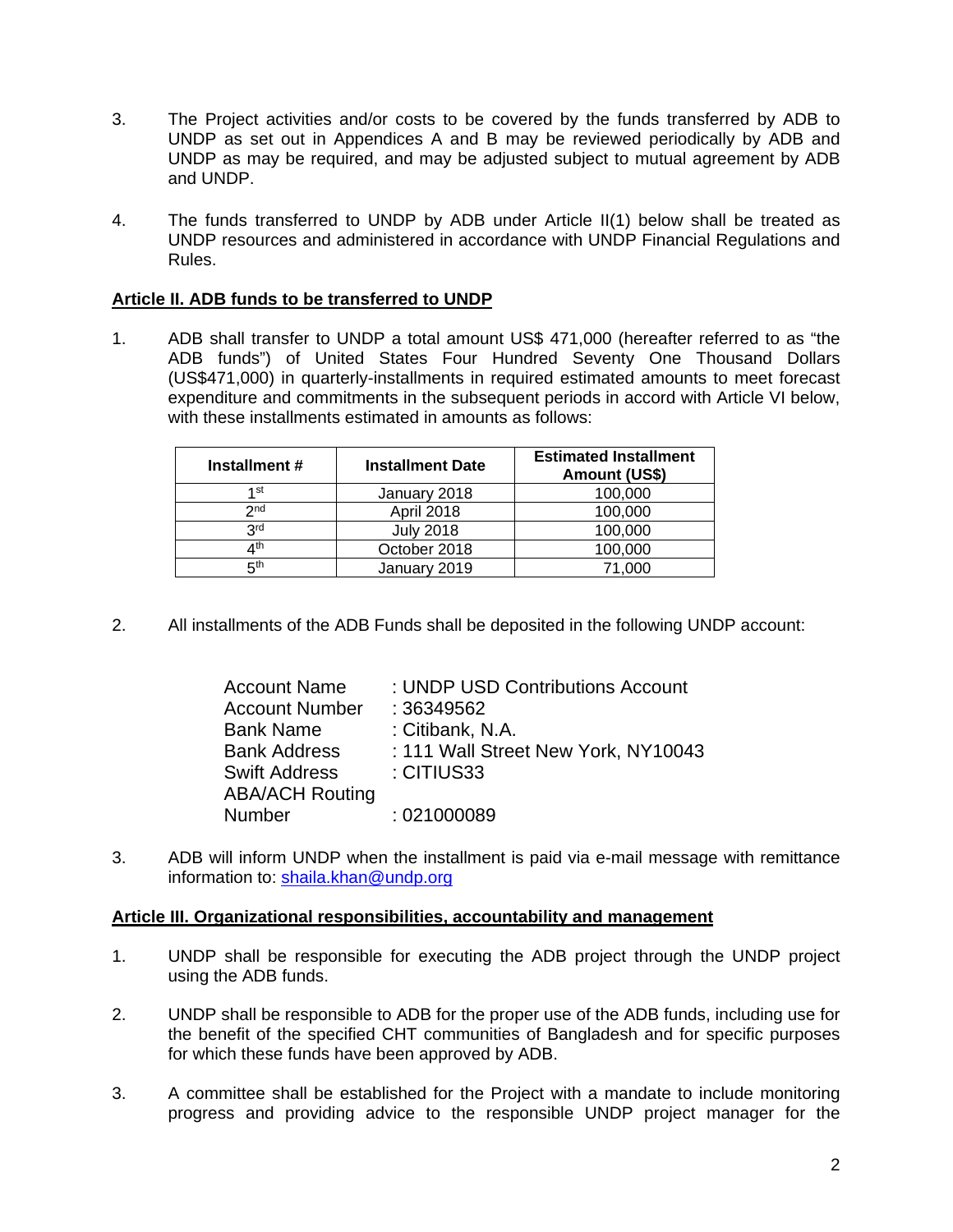3. The Project activities and/or costs to be covered by the funds transferred by ADB to UNDP as set out in Appendices A and B may be reviewed periodically by ADB and UNDP as may be required, and may be adjusted subject to mutual agreement by ADB and UNDP.

4. The funds transferred to UNDP by ADB under Article II(1) below shall be treated as UNDP resources and administered in accordance with UNDP Financial Regulations and Rules.

**Article II. ADB funds to be transferred to UNDP**

1. ADB shall transfer to UNDP a total amount US$ 471,000 (hereafter referred to as "the ADB funds") of United States Four Hundred Seventy One Thousand Dollars (US$471,000) in quarterly-installments in required estimated amounts to meet forecast expenditure and commitments in the subsequent periods in accord with Article VI below, with these installments estimated in amounts as follows:

| Installment # | Installment Date | Estimated Installment Amount (US$) |
|---|---|---|
| 1st | January 2018 | 100,000 |
| 2nd | April 2018 | 100,000 |
| 3rd | July 2018 | 100,000 |
| 4th | October 2018 | 100,000 |
| 5th | January 2019 | 71,000 |

2. All installments of the ADB Funds shall be deposited in the following UNDP account:

   Account Name : UNDP USD Contributions Account
   Account Number : 36349562
   Bank Name : Citibank, N.A.
   Bank Address : 111 Wall Street New York, NY10043
   Swift Address : CITIUS33
   ABA/ACH Routing Number : 021000089

3. ADB will inform UNDP when the installment is paid via e-mail message with remittance information to: shaila.khan@undp.org

**Article III. Organizational responsibilities, accountability and management**

1. UNDP shall be responsible for executing the ADB project through the UNDP project using the ADB funds.

2. UNDP shall be responsible to ADB for the proper use of the ADB funds, including use for the benefit of the specified CHT communities of Bangladesh and for specific purposes for which these funds have been approved by ADB.

3. A committee shall be established for the Project with a mandate to include monitoring progress and providing advice to the responsible UNDP project manager for the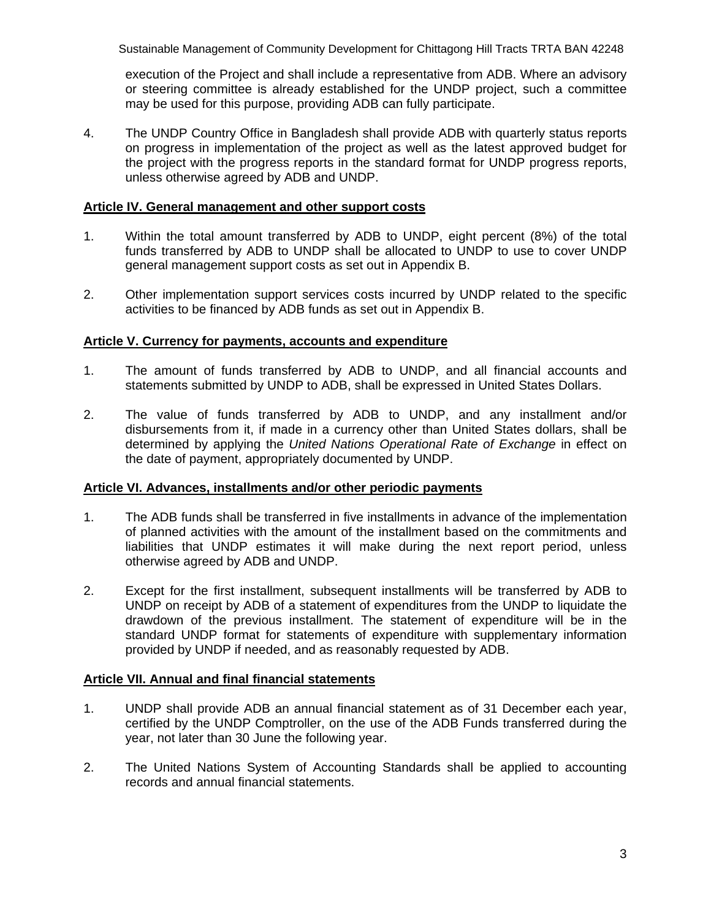execution of the Project and shall include a representative from ADB. Where an advisory or steering committee is already established for the UNDP project, such a committee may be used for this purpose, providing ADB can fully participate.

4. The UNDP Country Office in Bangladesh shall provide ADB with quarterly status reports on progress in implementation of the project as well as the latest approved budget for the project with the progress reports in the standard format for UNDP progress reports, unless otherwise agreed by ADB and UNDP.

**Article IV. General management and other support costs**

1. Within the total amount transferred by ADB to UNDP, eight percent (8%) of the total funds transferred by ADB to UNDP shall be allocated to UNDP to use to cover UNDP general management support costs as set out in Appendix B.

2. Other implementation support services costs incurred by UNDP related to the specific activities to be financed by ADB funds as set out in Appendix B.

**Article V. Currency for payments, accounts and expenditure**

1. The amount of funds transferred by ADB to UNDP, and all financial accounts and statements submitted by UNDP to ADB, shall be expressed in United States Dollars.

2. The value of funds transferred by ADB to UNDP, and any installment and/or disbursements from it, if made in a currency other than United States dollars, shall be determined by applying the *United Nations Operational Rate of Exchange* in effect on the date of payment, appropriately documented by UNDP.

**Article VI. Advances, installments and/or other periodic payments**

1. The ADB funds shall be transferred in five installments in advance of the implementation of planned activities with the amount of the installment based on the commitments and liabilities that UNDP estimates it will make during the next report period, unless otherwise agreed by ADB and UNDP.

2. Except for the first installment, subsequent installments will be transferred by ADB to UNDP on receipt by ADB of a statement of expenditures from the UNDP to liquidate the drawdown of the previous installment. The statement of expenditure will be in the standard UNDP format for statements of expenditure with supplementary information provided by UNDP if needed, and as reasonably requested by ADB.

**Article VII. Annual and final financial statements**

1. UNDP shall provide ADB an annual financial statement as of 31 December each year, certified by the UNDP Comptroller, on the use of the ADB Funds transferred during the year, not later than 30 June the following year.

2. The United Nations System of Accounting Standards shall be applied to accounting records and annual financial statements.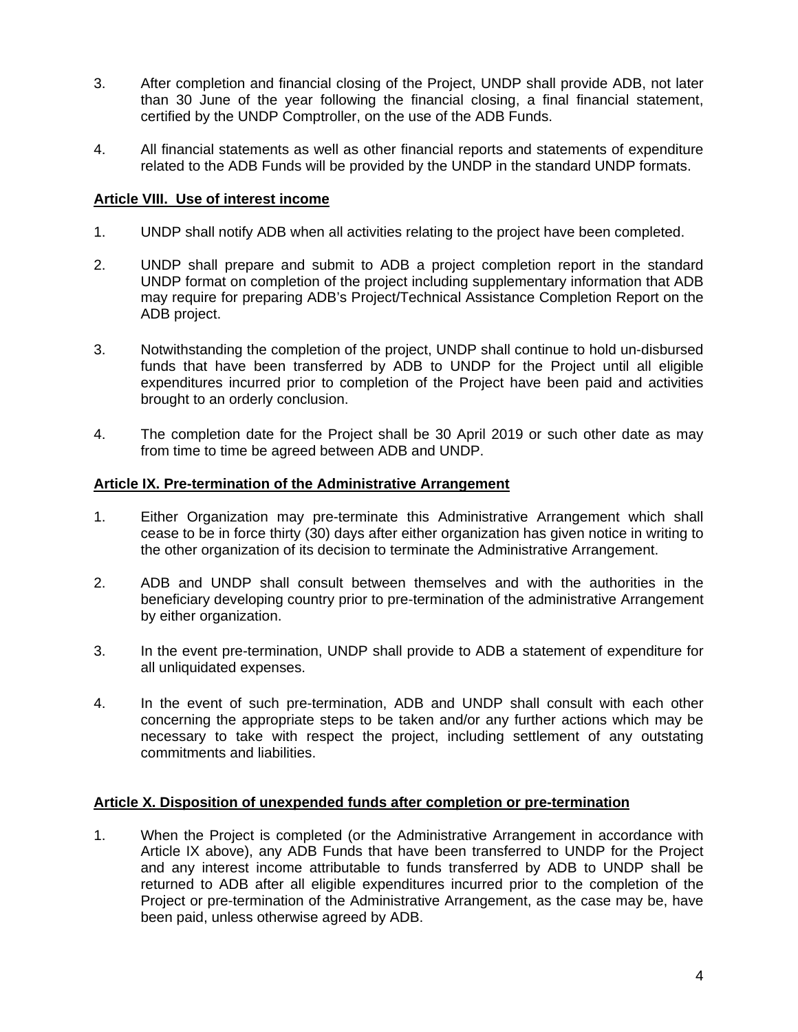3. After completion and financial closing of the Project, UNDP shall provide ADB, not later than 30 June of the year following the financial closing, a final financial statement, certified by the UNDP Comptroller, on the use of the ADB Funds.

4. All financial statements as well as other financial reports and statements of expenditure related to the ADB Funds will be provided by the UNDP in the standard UNDP formats.

**Article VIII. Use of interest income**

1. UNDP shall notify ADB when all activities relating to the project have been completed.

2. UNDP shall prepare and submit to ADB a project completion report in the standard UNDP format on completion of the project including supplementary information that ADB may require for preparing ADB's Project/Technical Assistance Completion Report on the ADB project.

3. Notwithstanding the completion of the project, UNDP shall continue to hold un-disbursed funds that have been transferred by ADB to UNDP for the Project until all eligible expenditures incurred prior to completion of the Project have been paid and activities brought to an orderly conclusion.

4. The completion date for the Project shall be 30 April 2019 or such other date as may from time to time be agreed between ADB and UNDP.

**Article IX. Pre-termination of the Administrative Arrangement**

1. Either Organization may pre-terminate this Administrative Arrangement which shall cease to be in force thirty (30) days after either organization has given notice in writing to the other organization of its decision to terminate the Administrative Arrangement.

2. ADB and UNDP shall consult between themselves and with the authorities in the beneficiary developing country prior to pre-termination of the administrative Arrangement by either organization.

3. In the event pre-termination, UNDP shall provide to ADB a statement of expenditure for all unliquidated expenses.

4. In the event of such pre-termination, ADB and UNDP shall consult with each other concerning the appropriate steps to be taken and/or any further actions which may be necessary to take with respect the project, including settlement of any outstating commitments and liabilities.

**Article X. Disposition of unexpended funds after completion or pre-termination**

1. When the Project is completed (or the Administrative Arrangement in accordance with Article IX above), any ADB Funds that have been transferred to UNDP for the Project and any interest income attributable to funds transferred by ADB to UNDP shall be returned to ADB after all eligible expenditures incurred prior to the completion of the Project or pre-termination of the Administrative Arrangement, as the case may be, have been paid, unless otherwise agreed by ADB.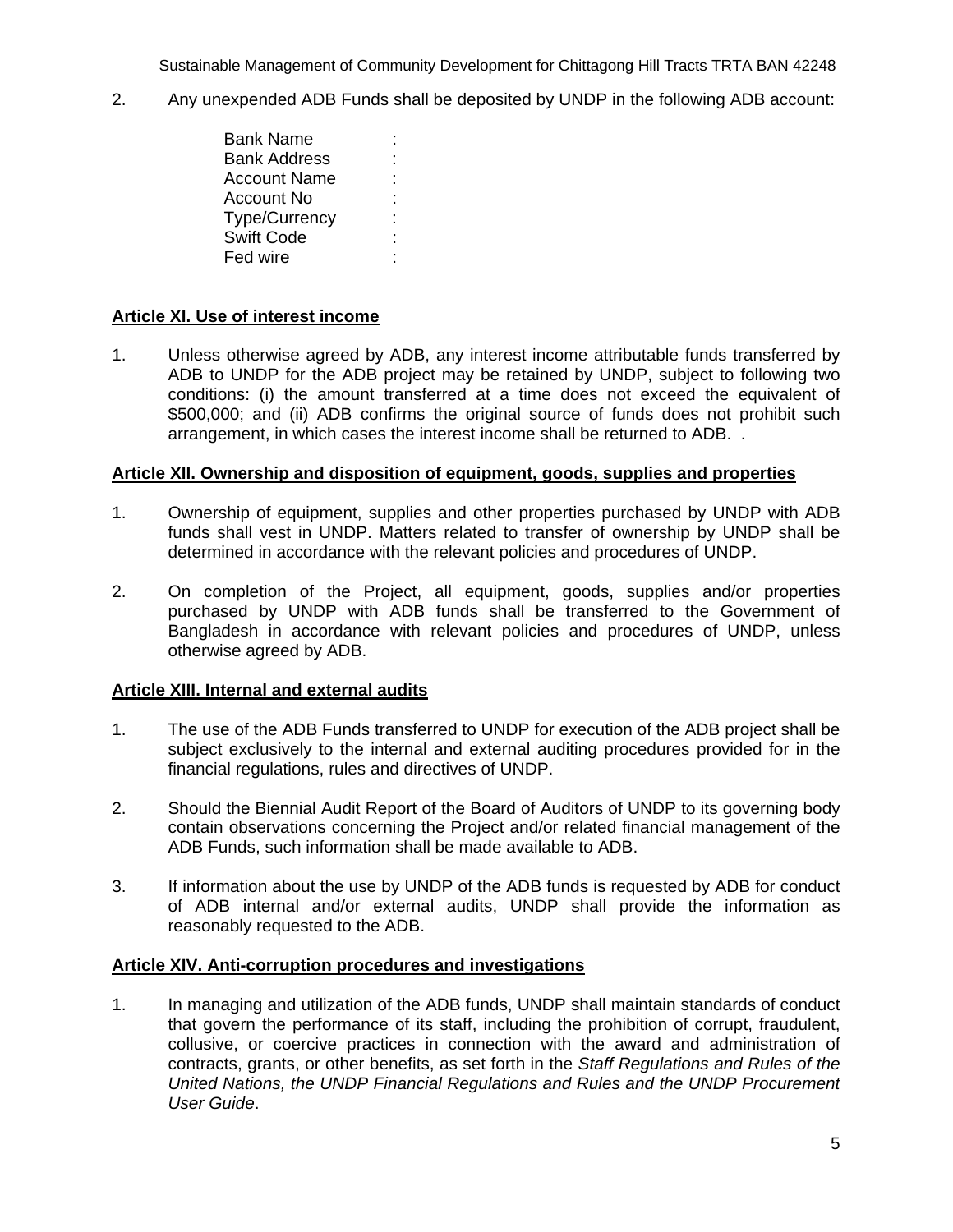2. Any unexpended ADB Funds shall be deposited by UNDP in the following ADB account:

| | |
|---|---|
| Bank Name | : |
| Bank Address | : |
| Account Name | : |
| Account No | : |
| Type/Currency | : |
| Swift Code | : |
| Fed wire | : |

**Article XI. Use of interest income**

1. Unless otherwise agreed by ADB, any interest income attributable funds transferred by ADB to UNDP for the ADB project may be retained by UNDP, subject to following two conditions: (i) the amount transferred at a time does not exceed the equivalent of $500,000; and (ii) ADB confirms the original source of funds does not prohibit such arrangement, in which cases the interest income shall be returned to ADB. .

**Article XII. Ownership and disposition of equipment, goods, supplies and properties**

1. Ownership of equipment, supplies and other properties purchased by UNDP with ADB funds shall vest in UNDP. Matters related to transfer of ownership by UNDP shall be determined in accordance with the relevant policies and procedures of UNDP.

2. On completion of the Project, all equipment, goods, supplies and/or properties purchased by UNDP with ADB funds shall be transferred to the Government of Bangladesh in accordance with relevant policies and procedures of UNDP, unless otherwise agreed by ADB.

**Article XIII. Internal and external audits**

1. The use of the ADB Funds transferred to UNDP for execution of the ADB project shall be subject exclusively to the internal and external auditing procedures provided for in the financial regulations, rules and directives of UNDP.

2. Should the Biennial Audit Report of the Board of Auditors of UNDP to its governing body contain observations concerning the Project and/or related financial management of the ADB Funds, such information shall be made available to ADB.

3. If information about the use by UNDP of the ADB funds is requested by ADB for conduct of ADB internal and/or external audits, UNDP shall provide the information as reasonably requested to the ADB.

**Article XIV. Anti-corruption procedures and investigations**

1. In managing and utilization of the ADB funds, UNDP shall maintain standards of conduct that govern the performance of its staff, including the prohibition of corrupt, fraudulent, collusive, or coercive practices in connection with the award and administration of contracts, grants, or other benefits, as set forth in the *Staff Regulations and Rules of the United Nations, the UNDP Financial Regulations and Rules and the UNDP Procurement User Guide*.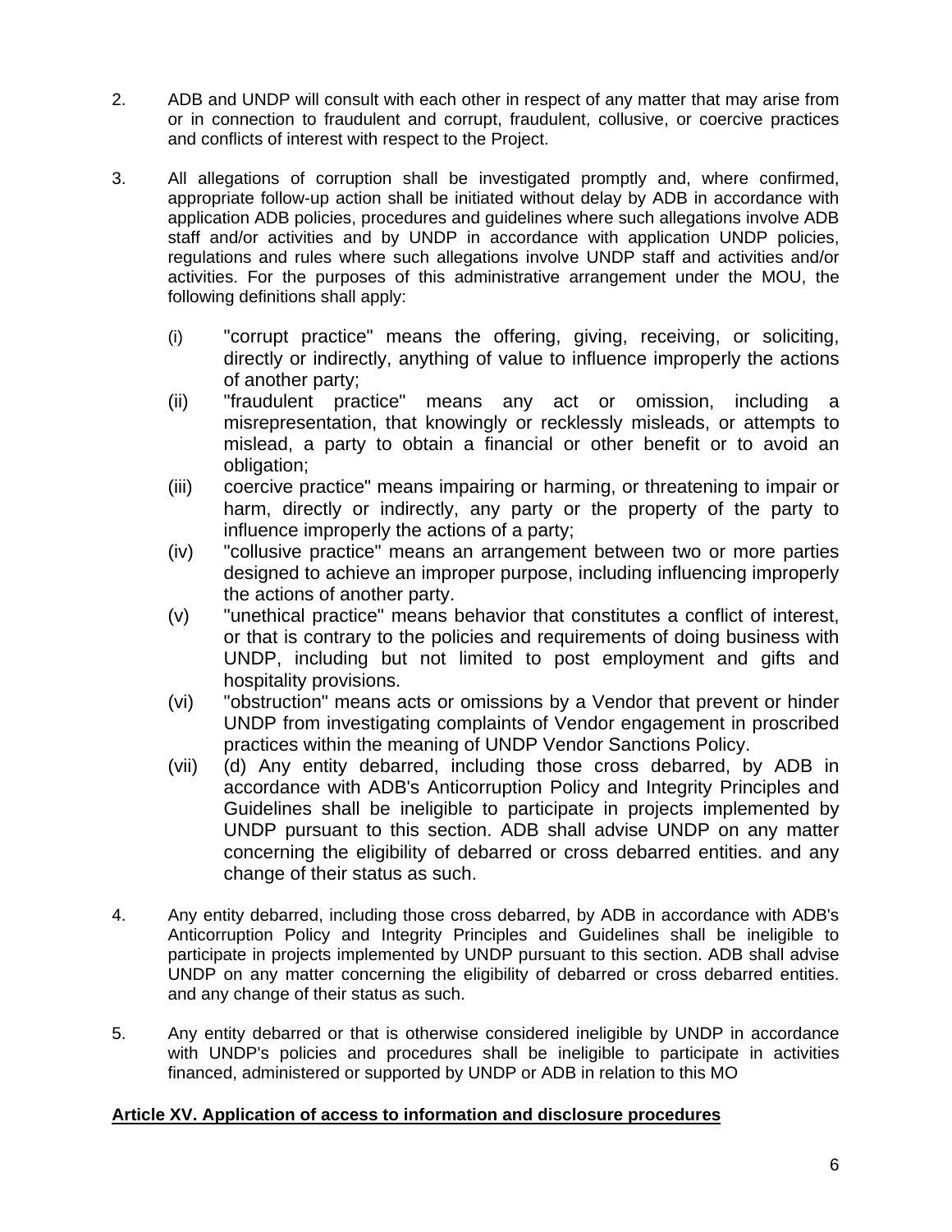2. ADB and UNDP will consult with each other in respect of any matter that may arise from or in connection to fraudulent and corrupt, fraudulent, collusive, or coercive practices and conflicts of interest with respect to the Project.

3. All allegations of corruption shall be investigated promptly and, where confirmed, appropriate follow-up action shall be initiated without delay by ADB in accordance with application ADB policies, procedures and guidelines where such allegations involve ADB staff and/or activities and by UNDP in accordance with application UNDP policies, regulations and rules where such allegations involve UNDP staff and activities and/or activities. For the purposes of this administrative arrangement under the MOU, the following definitions shall apply:

   (i) "corrupt practice" means the offering, giving, receiving, or soliciting, directly or indirectly, anything of value to influence improperly the actions of another party;
   (ii) "fraudulent practice" means any act or omission, including a misrepresentation, that knowingly or recklessly misleads, or attempts to mislead, a party to obtain a financial or other benefit or to avoid an obligation;
   (iii) coercive practice" means impairing or harming, or threatening to impair or harm, directly or indirectly, any party or the property of the party to influence improperly the actions of a party;
   (iv) "collusive practice" means an arrangement between two or more parties designed to achieve an improper purpose, including influencing improperly the actions of another party.
   (v) "unethical practice" means behavior that constitutes a conflict of interest, or that is contrary to the policies and requirements of doing business with UNDP, including but not limited to post employment and gifts and hospitality provisions.
   (vi) "obstruction" means acts or omissions by a Vendor that prevent or hinder UNDP from investigating complaints of Vendor engagement in proscribed practices within the meaning of UNDP Vendor Sanctions Policy.
   (vii) (d) Any entity debarred, including those cross debarred, by ADB in accordance with ADB's Anticorruption Policy and Integrity Principles and Guidelines shall be ineligible to participate in projects implemented by UNDP pursuant to this section. ADB shall advise UNDP on any matter concerning the eligibility of debarred or cross debarred entities. and any change of their status as such.

4. Any entity debarred, including those cross debarred, by ADB in accordance with ADB's Anticorruption Policy and Integrity Principles and Guidelines shall be ineligible to participate in projects implemented by UNDP pursuant to this section. ADB shall advise UNDP on any matter concerning the eligibility of debarred or cross debarred entities. and any change of their status as such.

5. Any entity debarred or that is otherwise considered ineligible by UNDP in accordance with UNDP's policies and procedures shall be ineligible to participate in activities financed, administered or supported by UNDP or ADB in relation to this MO

**Article XV. Application of access to information and disclosure procedures**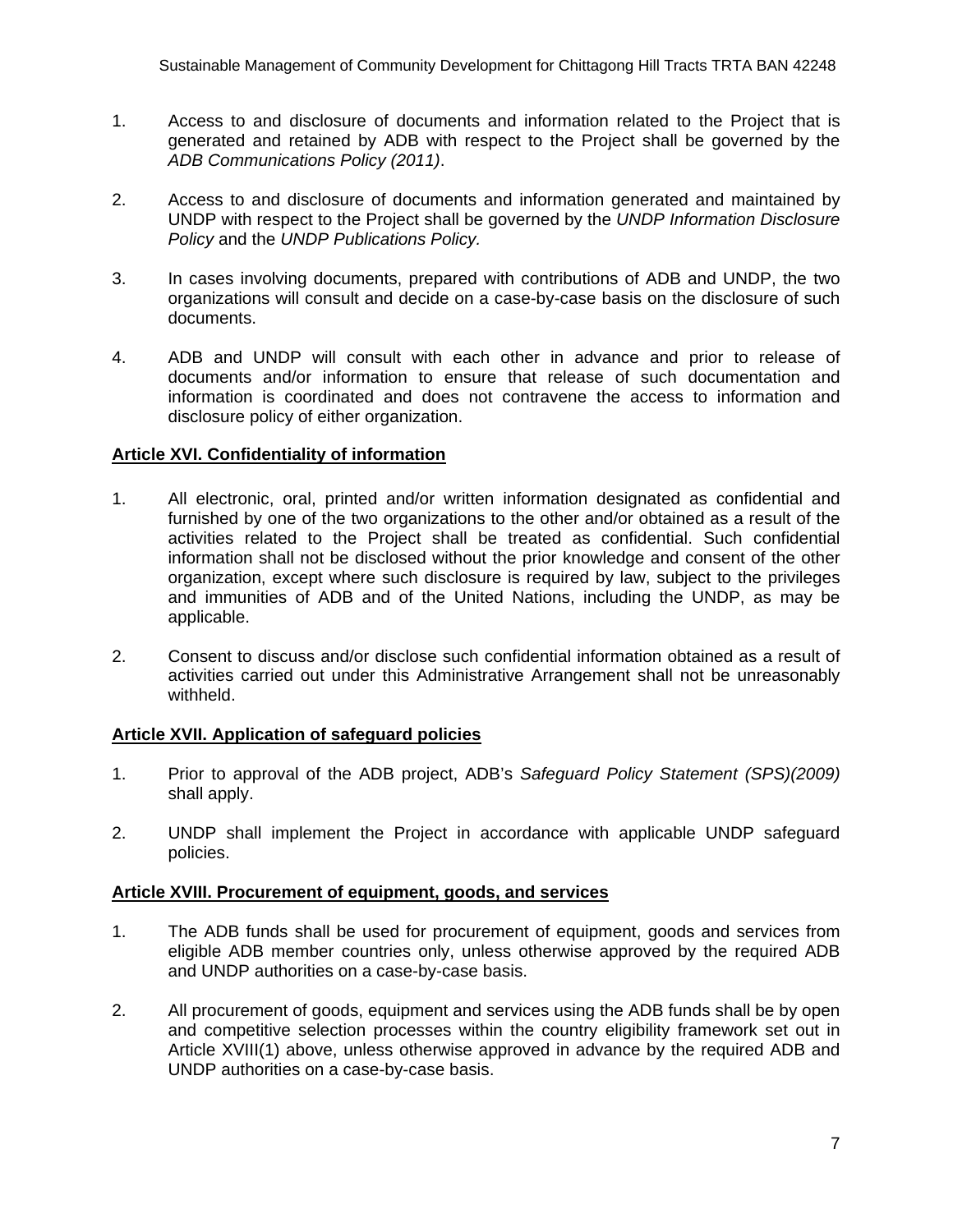1. Access to and disclosure of documents and information related to the Project that is generated and retained by ADB with respect to the Project shall be governed by the *ADB Communications Policy (2011)*.

2. Access to and disclosure of documents and information generated and maintained by UNDP with respect to the Project shall be governed by the *UNDP Information Disclosure Policy* and the *UNDP Publications Policy.*

3. In cases involving documents, prepared with contributions of ADB and UNDP, the two organizations will consult and decide on a case-by-case basis on the disclosure of such documents.

4. ADB and UNDP will consult with each other in advance and prior to release of documents and/or information to ensure that release of such documentation and information is coordinated and does not contravene the access to information and disclosure policy of either organization.

**Article XVI. Confidentiality of information**

1. All electronic, oral, printed and/or written information designated as confidential and furnished by one of the two organizations to the other and/or obtained as a result of the activities related to the Project shall be treated as confidential. Such confidential information shall not be disclosed without the prior knowledge and consent of the other organization, except where such disclosure is required by law, subject to the privileges and immunities of ADB and of the United Nations, including the UNDP, as may be applicable.

2. Consent to discuss and/or disclose such confidential information obtained as a result of activities carried out under this Administrative Arrangement shall not be unreasonably withheld.

**Article XVII. Application of safeguard policies**

1. Prior to approval of the ADB project, ADB's *Safeguard Policy Statement (SPS)(2009)* shall apply.

2. UNDP shall implement the Project in accordance with applicable UNDP safeguard policies.

**Article XVIII. Procurement of equipment, goods, and services**

1. The ADB funds shall be used for procurement of equipment, goods and services from eligible ADB member countries only, unless otherwise approved by the required ADB and UNDP authorities on a case-by-case basis.

2. All procurement of goods, equipment and services using the ADB funds shall be by open and competitive selection processes within the country eligibility framework set out in Article XVIII(1) above, unless otherwise approved in advance by the required ADB and UNDP authorities on a case-by-case basis.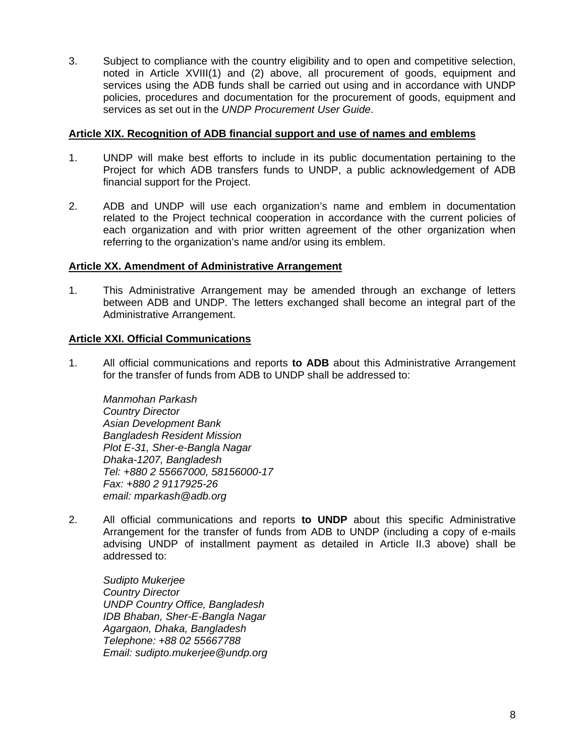3. Subject to compliance with the country eligibility and to open and competitive selection, noted in Article XVIII(1) and (2) above, all procurement of goods, equipment and services using the ADB funds shall be carried out using and in accordance with UNDP policies, procedures and documentation for the procurement of goods, equipment and services as set out in the *UNDP Procurement User Guide*.

**Article XIX. Recognition of ADB financial support and use of names and emblems**

1. UNDP will make best efforts to include in its public documentation pertaining to the Project for which ADB transfers funds to UNDP, a public acknowledgement of ADB financial support for the Project.

2. ADB and UNDP will use each organization's name and emblem in documentation related to the Project technical cooperation in accordance with the current policies of each organization and with prior written agreement of the other organization when referring to the organization's name and/or using its emblem.

**Article XX. Amendment of Administrative Arrangement**

1. This Administrative Arrangement may be amended through an exchange of letters between ADB and UNDP. The letters exchanged shall become an integral part of the Administrative Arrangement.

**Article XXI. Official Communications**

1. All official communications and reports **to ADB** about this Administrative Arrangement for the transfer of funds from ADB to UNDP shall be addressed to:

   *Manmohan Parkash*
   *Country Director*
   *Asian Development Bank*
   *Bangladesh Resident Mission*
   *Plot E-31, Sher-e-Bangla Nagar*
   *Dhaka-1207, Bangladesh*
   *Tel: +880 2 55667000, 58156000-17*
   *Fax: +880 2 9117925-26*
   *email: mparkash@adb.org*

2. All official communications and reports **to UNDP** about this specific Administrative Arrangement for the transfer of funds from ADB to UNDP (including a copy of e-mails advising UNDP of installment payment as detailed in Article II.3 above) shall be addressed to:

   *Sudipto Mukerjee*
   *Country Director*
   *UNDP Country Office, Bangladesh*
   *IDB Bhaban, Sher-E-Bangla Nagar*
   *Agargaon, Dhaka, Bangladesh*
   *Telephone: +88 02 55667788*
   *Email: sudipto.mukerjee@undp.org*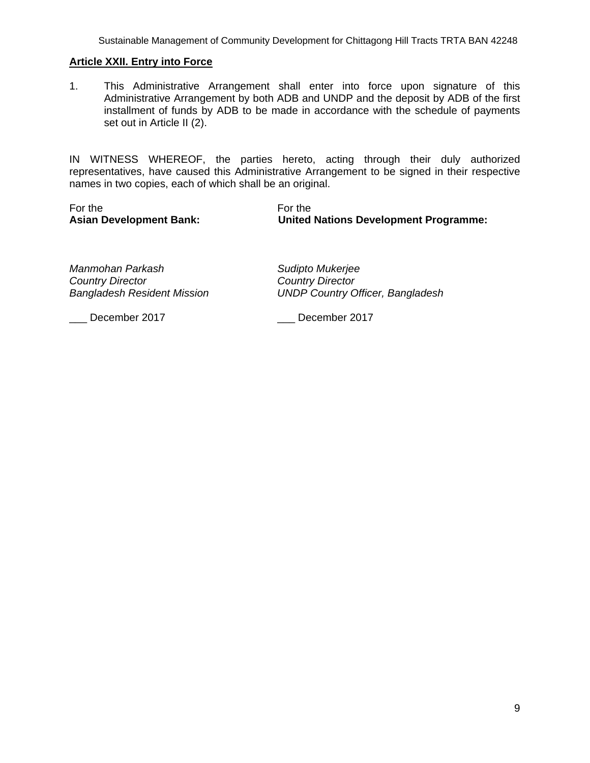**Article XXII. Entry into Force**

1. This Administrative Arrangement shall enter into force upon signature of this Administrative Arrangement by both ADB and UNDP and the deposit by ADB of the first installment of funds by ADB to be made in accordance with the schedule of payments set out in Article II (2).

IN WITNESS WHEREOF, the parties hereto, acting through their duly authorized representatives, have caused this Administrative Arrangement to be signed in their respective names in two copies, each of which shall be an original.

| For the **Asian Development Bank:** | For the **United Nations Development Programme:** |
|---|---|
| *Manmohan Parkash* | *Sudipto Mukerjee* |
| *Country Director* | *Country Director* |
| *Bangladesh Resident Mission* | *UNDP Country Officer, Bangladesh* |
| ___ December 2017 | ___ December 2017 |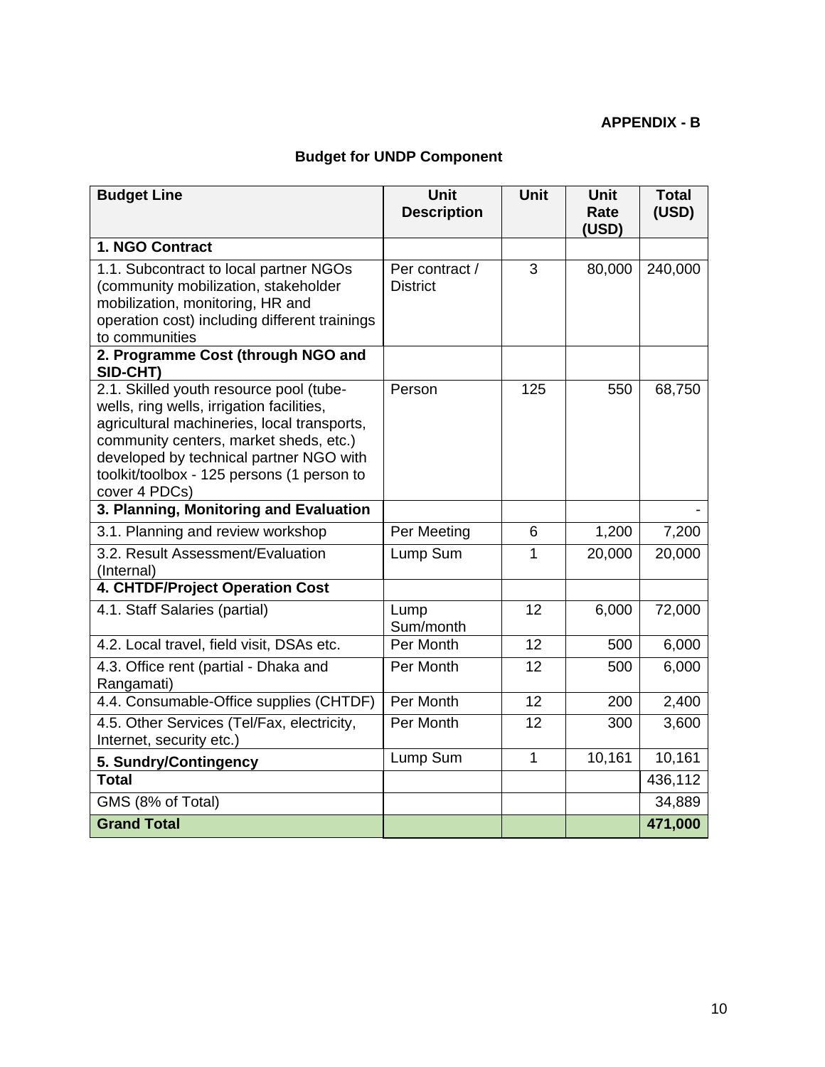**APPENDIX - B**

## Budget for UNDP Component

| Budget Line | Unit Description | Unit | Unit Rate (USD) | Total (USD) |
|---|---|---|---|---|
| **1. NGO Contract** | | | | |
| 1.1. Subcontract to local partner NGOs (community mobilization, stakeholder mobilization, monitoring, HR and operation cost) including different trainings to communities | Per contract / District | 3 | 80,000 | 240,000 |
| **2. Programme Cost (through NGO and SID-CHT)** | | | | |
| 2.1. Skilled youth resource pool (tube-wells, ring wells, irrigation facilities, agricultural machineries, local transports, community centers, market sheds, etc.) developed by technical partner NGO with toolkit/toolbox - 125 persons (1 person to cover 4 PDCs) | Person | 125 | 550 | 68,750 |
| **3. Planning, Monitoring and Evaluation** | | | | - |
| 3.1. Planning and review workshop | Per Meeting | 6 | 1,200 | 7,200 |
| 3.2. Result Assessment/Evaluation (Internal) | Lump Sum | 1 | 20,000 | 20,000 |
| **4. CHTDF/Project Operation Cost** | | | | |
| 4.1. Staff Salaries (partial) | Lump Sum/month | 12 | 6,000 | 72,000 |
| 4.2. Local travel, field visit, DSAs etc. | Per Month | 12 | 500 | 6,000 |
| 4.3. Office rent (partial - Dhaka and Rangamati) | Per Month | 12 | 500 | 6,000 |
| 4.4. Consumable-Office supplies (CHTDF) | Per Month | 12 | 200 | 2,400 |
| 4.5. Other Services (Tel/Fax, electricity, Internet, security etc.) | Per Month | 12 | 300 | 3,600 |
| **5. Sundry/Contingency** | Lump Sum | 1 | 10,161 | 10,161 |
| **Total** | | | | 436,112 |
| GMS (8% of Total) | | | | 34,889 |
| **Grand Total** | | | | **471,000** |